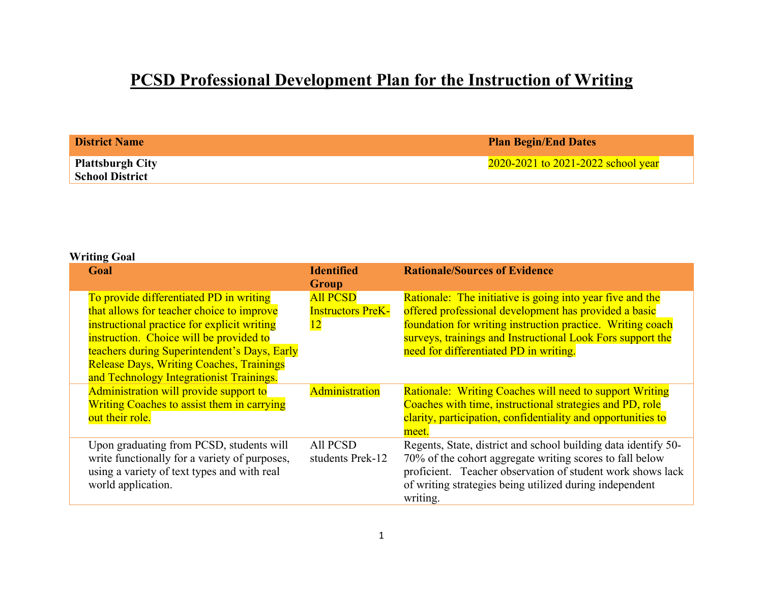# PCSD Professional Development Plan for the Instruction of Writing

| District Name | Plan Begin/End Dates |
|---|---|
| **Plattsburgh City School District** | 2020-2021 to 2021-2022 school year |

**Writing Goal**

| Goal | Identified Group | Rationale/Sources of Evidence |
|---|---|---|
| To provide differentiated PD in writing that allows for teacher choice to improve instructional practice for explicit writing instruction. Choice will be provided to teachers during Superintendent's Days, Early Release Days, Writing Coaches, Trainings and Technology Integrationist Trainings. | All PCSD Instructors PreK-12 | Rationale: The initiative is going into year five and the offered professional development has provided a basic foundation for writing instruction practice. Writing coach surveys, trainings and Instructional Look Fors support the need for differentiated PD in writing. |
| Administration will provide support to Writing Coaches to assist them in carrying out their role. | Administration | Rationale: Writing Coaches will need to support Writing Coaches with time, instructional strategies and PD, role clarity, participation, confidentiality and opportunities to meet. |
| Upon graduating from PCSD, students will write functionally for a variety of purposes, using a variety of text types and with real world application. | All PCSD students Prek-12 | Regents, State, district and school building data identify 50-70% of the cohort aggregate writing scores to fall below proficient. Teacher observation of student work shows lack of writing strategies being utilized during independent writing. |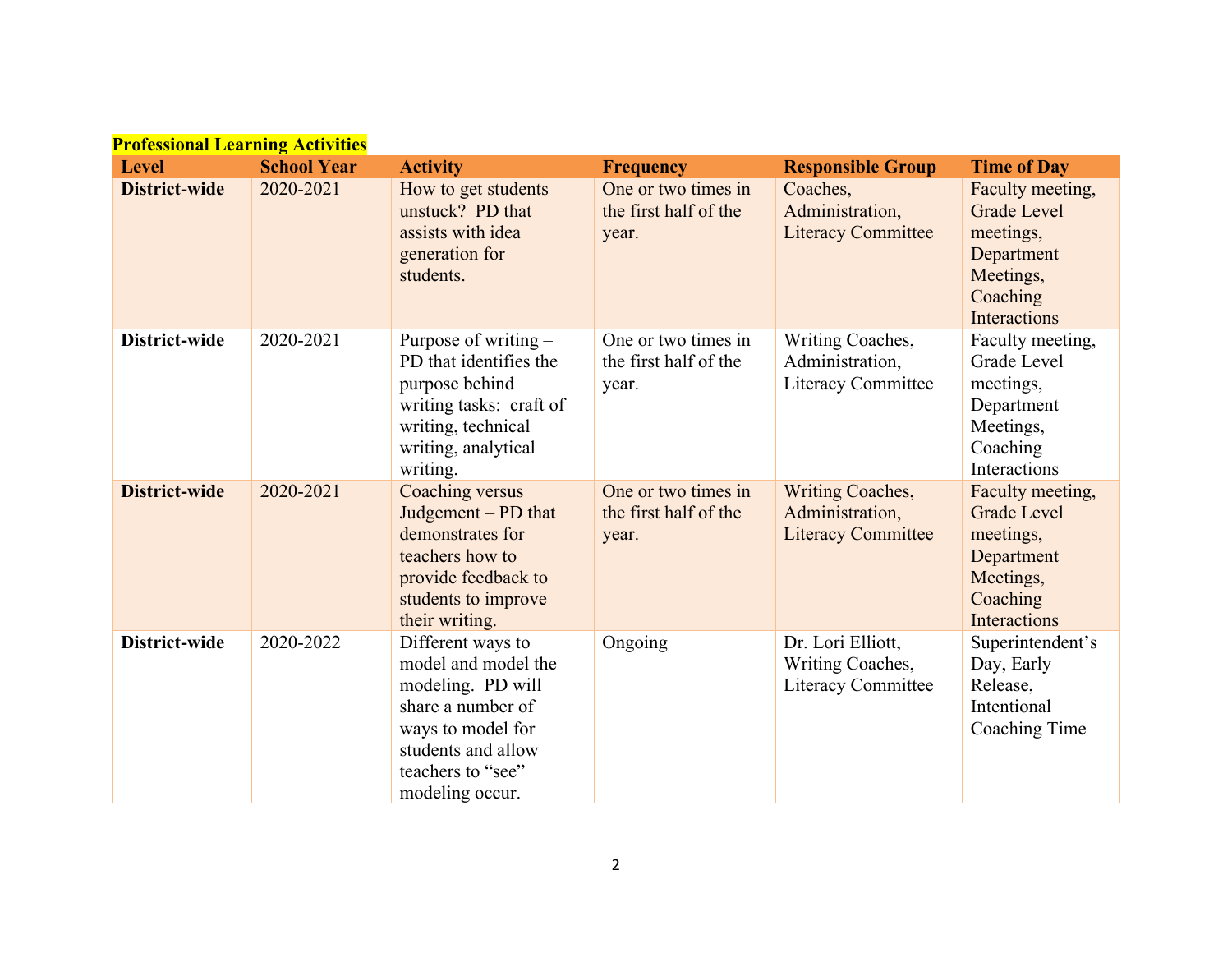**Professional Learning Activities**

| Level | School Year | Activity | Frequency | Responsible Group | Time of Day |
|---|---|---|---|---|---|
| **District-wide** | 2020-2021 | How to get students unstuck? PD that assists with idea generation for students. | One or two times in the first half of the year. | Coaches, Administration, Literacy Committee | Faculty meeting, Grade Level meetings, Department Meetings, Coaching Interactions |
| **District-wide** | 2020-2021 | Purpose of writing – PD that identifies the purpose behind writing tasks: craft of writing, technical writing, analytical writing. | One or two times in the first half of the year. | Writing Coaches, Administration, Literacy Committee | Faculty meeting, Grade Level meetings, Department Meetings, Coaching Interactions |
| **District-wide** | 2020-2021 | Coaching versus Judgement – PD that demonstrates for teachers how to provide feedback to students to improve their writing. | One or two times in the first half of the year. | Writing Coaches, Administration, Literacy Committee | Faculty meeting, Grade Level meetings, Department Meetings, Coaching Interactions |
| **District-wide** | 2020-2022 | Different ways to model and model the modeling. PD will share a number of ways to model for students and allow teachers to "see" modeling occur. | Ongoing | Dr. Lori Elliott, Writing Coaches, Literacy Committee | Superintendent's Day, Early Release, Intentional Coaching Time |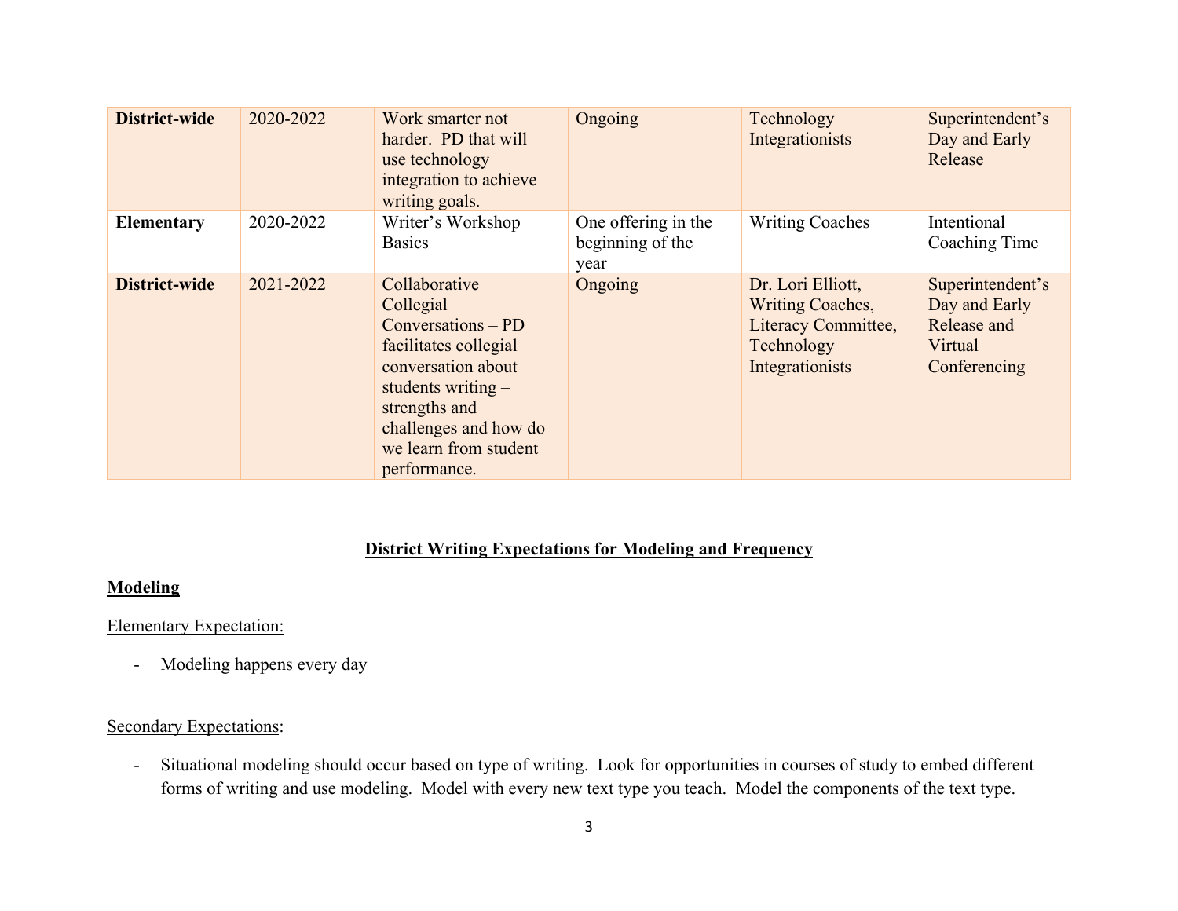| | | | | | |
|---|---|---|---|---|---|
| **District-wide** | 2020-2022 | Work smarter not harder. PD that will use technology integration to achieve writing goals. | Ongoing | Technology Integrationists | Superintendent's Day and Early Release |
| **Elementary** | 2020-2022 | Writer's Workshop Basics | One offering in the beginning of the year | Writing Coaches | Intentional Coaching Time |
| **District-wide** | 2021-2022 | Collaborative Collegial Conversations – PD facilitates collegial conversation about students writing – strengths and challenges and how do we learn from student performance. | Ongoing | Dr. Lori Elliott, Writing Coaches, Literacy Committee, Technology Integrationists | Superintendent's Day and Early Release and Virtual Conferencing |

## District Writing Expectations for Modeling and Frequency

### Modeling

Elementary Expectation:

- Modeling happens every day

Secondary Expectations:

- Situational modeling should occur based on type of writing. Look for opportunities in courses of study to embed different forms of writing and use modeling. Model with every new text type you teach. Model the components of the text type.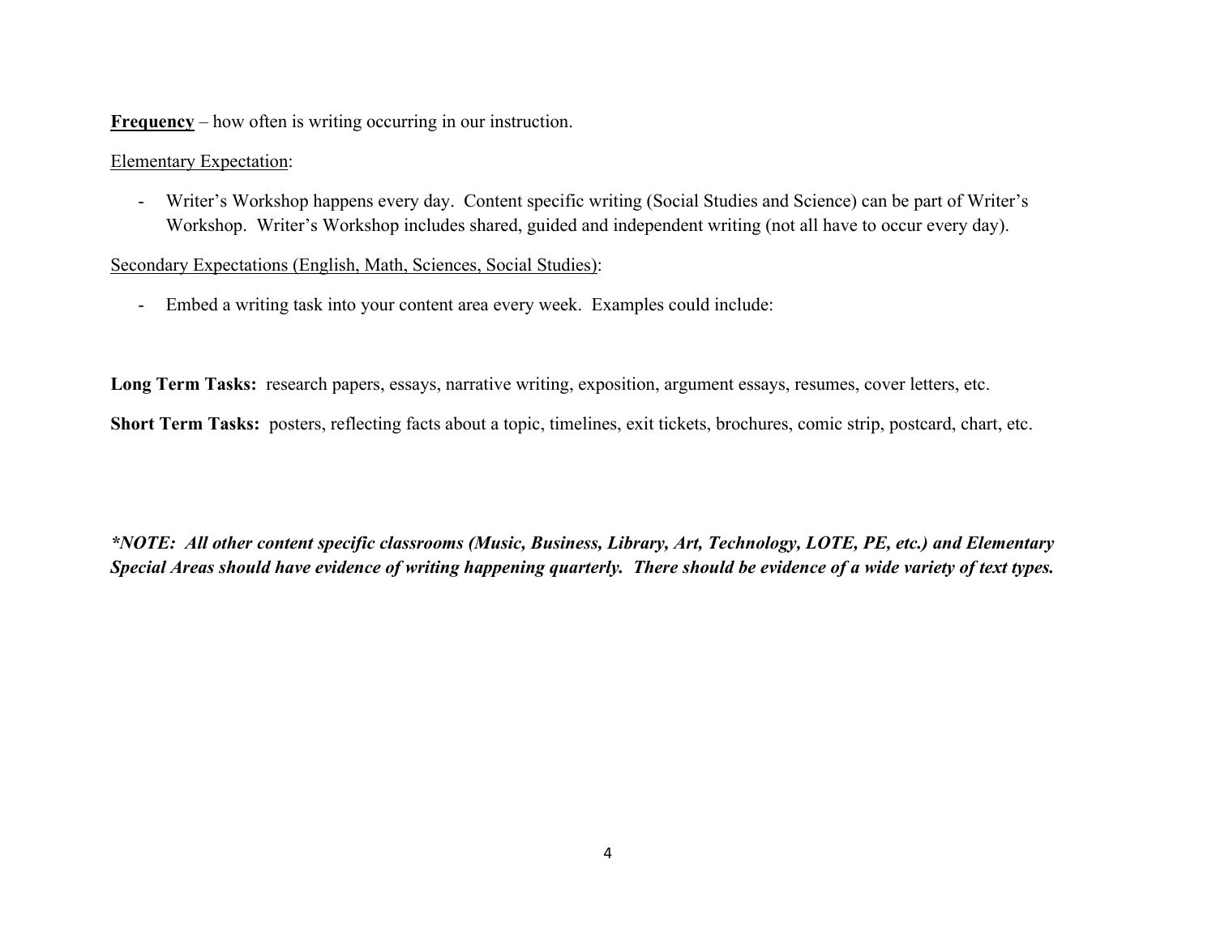**<u>Frequency</u>** – how often is writing occurring in our instruction.

<u>Elementary Expectation</u>:

- Writer's Workshop happens every day. Content specific writing (Social Studies and Science) can be part of Writer's Workshop. Writer's Workshop includes shared, guided and independent writing (not all have to occur every day).

<u>Secondary Expectations (English, Math, Sciences, Social Studies)</u>:

- Embed a writing task into your content area every week. Examples could include:

**Long Term Tasks:** research papers, essays, narrative writing, exposition, argument essays, resumes, cover letters, etc.

**Short Term Tasks:** posters, reflecting facts about a topic, timelines, exit tickets, brochures, comic strip, postcard, chart, etc.

***NOTE: All other content specific classrooms (Music, Business, Library, Art, Technology, LOTE, PE, etc.) and Elementary Special Areas should have evidence of writing happening quarterly. There should be evidence of a wide variety of text types.***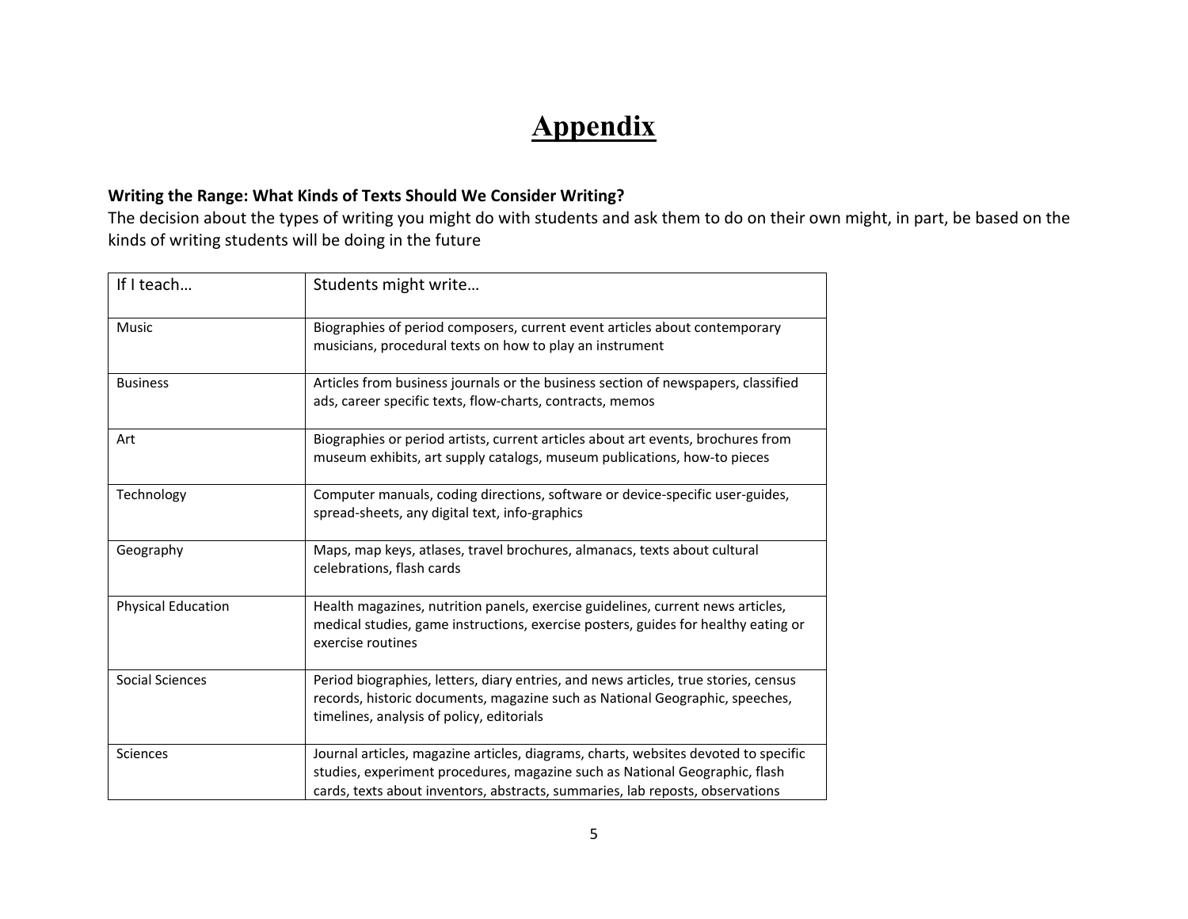# Appendix

**Writing the Range: What Kinds of Texts Should We Consider Writing?**

The decision about the types of writing you might do with students and ask them to do on their own might, in part, be based on the kinds of writing students will be doing in the future

| If I teach… | Students might write… |
|---|---|
| Music | Biographies of period composers, current event articles about contemporary musicians, procedural texts on how to play an instrument |
| Business | Articles from business journals or the business section of newspapers, classified ads, career specific texts, flow-charts, contracts, memos |
| Art | Biographies or period artists, current articles about art events, brochures from museum exhibits, art supply catalogs, museum publications, how-to pieces |
| Technology | Computer manuals, coding directions, software or device-specific user-guides, spread-sheets, any digital text, info-graphics |
| Geography | Maps, map keys, atlases, travel brochures, almanacs, texts about cultural celebrations, flash cards |
| Physical Education | Health magazines, nutrition panels, exercise guidelines, current news articles, medical studies, game instructions, exercise posters, guides for healthy eating or exercise routines |
| Social Sciences | Period biographies, letters, diary entries, and news articles, true stories, census records, historic documents, magazine such as National Geographic, speeches, timelines, analysis of policy, editorials |
| Sciences | Journal articles, magazine articles, diagrams, charts, websites devoted to specific studies, experiment procedures, magazine such as National Geographic, flash cards, texts about inventors, abstracts, summaries, lab reposts, observations |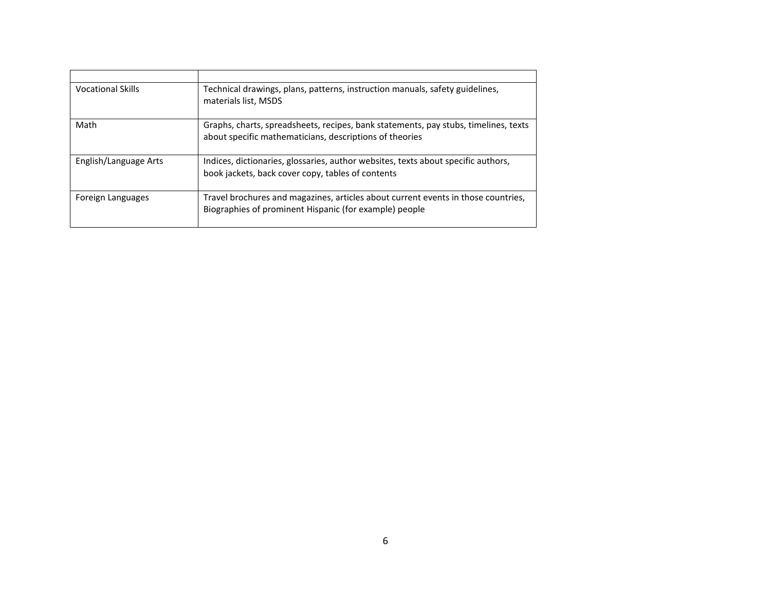| | |
|---|---|
| Vocational Skills | Technical drawings, plans, patterns, instruction manuals, safety guidelines, materials list, MSDS |
| Math | Graphs, charts, spreadsheets, recipes, bank statements, pay stubs, timelines, texts about specific mathematicians, descriptions of theories |
| English/Language Arts | Indices, dictionaries, glossaries, author websites, texts about specific authors, book jackets, back cover copy, tables of contents |
| Foreign Languages | Travel brochures and magazines, articles about current events in those countries, Biographies of prominent Hispanic (for example) people |